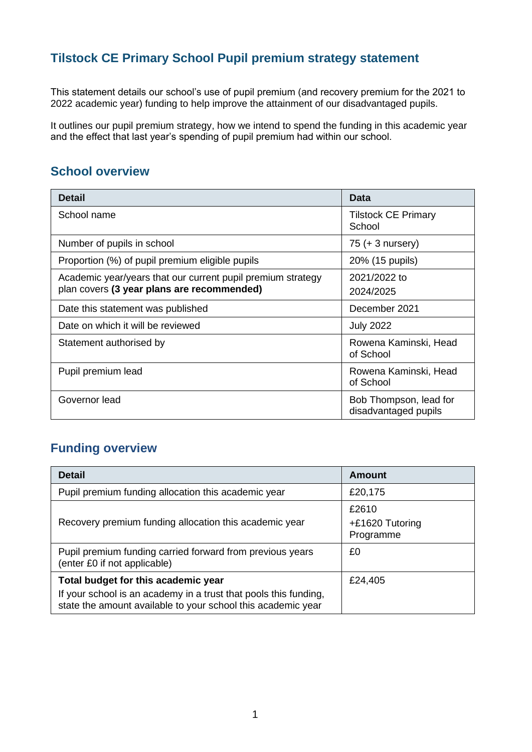# Tilstock CE Primary School Pupil premium strategy statement

This statement details our school's use of pupil premium (and recovery premium for the 2021 to 2022 academic year) funding to help improve the attainment of our disadvantaged pupils.

It outlines our pupil premium strategy, how we intend to spend the funding in this academic year and the effect that last year's spending of pupil premium had within our school.

## School overview

| Detail | Data |
|---|---|
| School name | Tilstock CE Primary School |
| Number of pupils in school | 75 (+ 3 nursery) |
| Proportion (%) of pupil premium eligible pupils | 20% (15 pupils) |
| Academic year/years that our current pupil premium strategy plan covers **(3 year plans are recommended)** | 2021/2022 to 2024/2025 |
| Date this statement was published | December 2021 |
| Date on which it will be reviewed | July 2022 |
| Statement authorised by | Rowena Kaminski, Head of School |
| Pupil premium lead | Rowena Kaminski, Head of School |
| Governor lead | Bob Thompson, lead for disadvantaged pupils |

## Funding overview

| Detail | Amount |
|---|---|
| Pupil premium funding allocation this academic year | £20,175 |
| Recovery premium funding allocation this academic year | £2610 +£1620 Tutoring Programme |
| Pupil premium funding carried forward from previous years (enter £0 if not applicable) | £0 |
| **Total budget for this academic year** If your school is an academy in a trust that pools this funding, state the amount available to your school this academic year | £24,405 |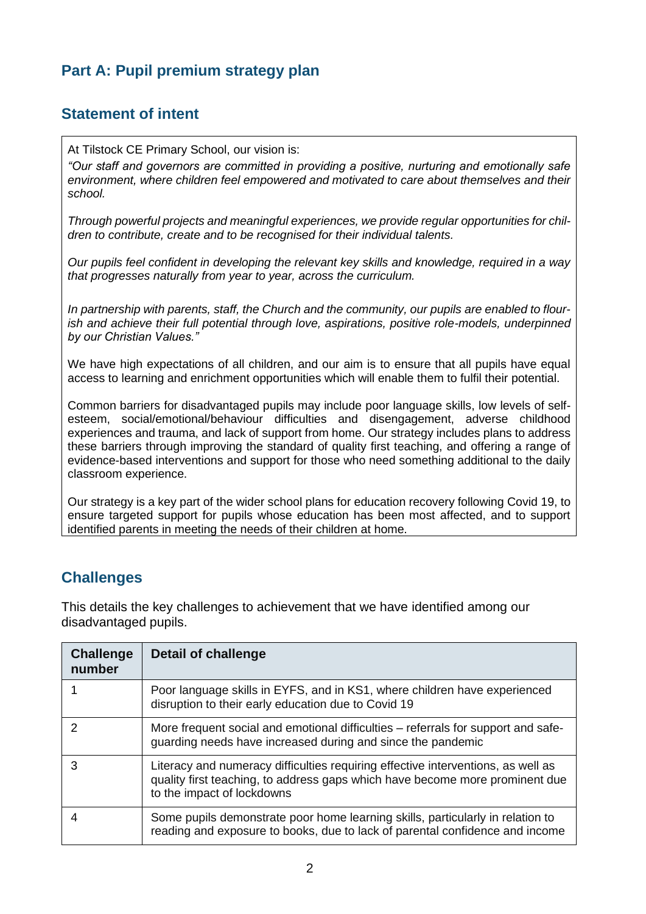## Part A: Pupil premium strategy plan

### Statement of intent

At Tilstock CE Primary School, our vision is:

*"Our staff and governors are committed in providing a positive, nurturing and emotionally safe environment, where children feel empowered and motivated to care about themselves and their school.*

*Through powerful projects and meaningful experiences, we provide regular opportunities for children to contribute, create and to be recognised for their individual talents.*

*Our pupils feel confident in developing the relevant key skills and knowledge, required in a way that progresses naturally from year to year, across the curriculum.*

*In partnership with parents, staff, the Church and the community, our pupils are enabled to flourish and achieve their full potential through love, aspirations, positive role-models, underpinned by our Christian Values."*

We have high expectations of all children, and our aim is to ensure that all pupils have equal access to learning and enrichment opportunities which will enable them to fulfil their potential.

Common barriers for disadvantaged pupils may include poor language skills, low levels of self-esteem, social/emotional/behaviour difficulties and disengagement, adverse childhood experiences and trauma, and lack of support from home. Our strategy includes plans to address these barriers through improving the standard of quality first teaching, and offering a range of evidence-based interventions and support for those who need something additional to the daily classroom experience.

Our strategy is a key part of the wider school plans for education recovery following Covid 19, to ensure targeted support for pupils whose education has been most affected, and to support identified parents in meeting the needs of their children at home.

### Challenges

This details the key challenges to achievement that we have identified among our disadvantaged pupils.

| Challenge number | Detail of challenge |
|---|---|
| 1 | Poor language skills in EYFS, and in KS1, where children have experienced disruption to their early education due to Covid 19 |
| 2 | More frequent social and emotional difficulties – referrals for support and safeguarding needs have increased during and since the pandemic |
| 3 | Literacy and numeracy difficulties requiring effective interventions, as well as quality first teaching, to address gaps which have become more prominent due to the impact of lockdowns |
| 4 | Some pupils demonstrate poor home learning skills, particularly in relation to reading and exposure to books, due to lack of parental confidence and income |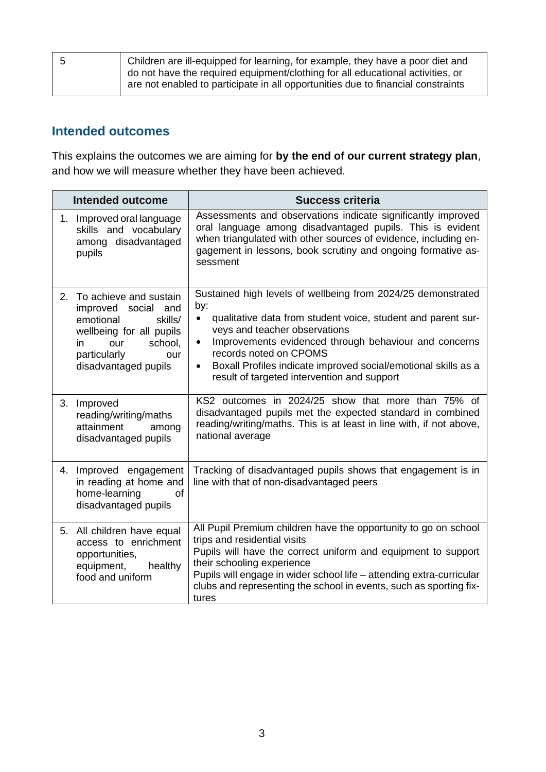| 5 | Children are ill-equipped for learning, for example, they have a poor diet and do not have the required equipment/clothing for all educational activities, or are not enabled to participate in all opportunities due to financial constraints |
|---|---|

## Intended outcomes

This explains the outcomes we are aiming for **by the end of our current strategy plan**, and how we will measure whether they have been achieved.

| Intended outcome | Success criteria |
|---|---|
| 1. Improved oral language skills and vocabulary among disadvantaged pupils | Assessments and observations indicate significantly improved oral language among disadvantaged pupils. This is evident when triangulated with other sources of evidence, including engagement in lessons, book scrutiny and ongoing formative assessment |
| 2. To achieve and sustain improved social and emotional skills/ wellbeing for all pupils in our school, particularly our disadvantaged pupils | Sustained high levels of wellbeing from 2024/25 demonstrated by: <br>• qualitative data from student voice, student and parent surveys and teacher observations <br>• Improvements evidenced through behaviour and concerns records noted on CPOMS <br>• Boxall Profiles indicate improved social/emotional skills as a result of targeted intervention and support |
| 3. Improved reading/writing/maths attainment among disadvantaged pupils | KS2 outcomes in 2024/25 show that more than 75% of disadvantaged pupils met the expected standard in combined reading/writing/maths. This is at least in line with, if not above, national average |
| 4. Improved engagement in reading at home and home-learning of disadvantaged pupils | Tracking of disadvantaged pupils shows that engagement is in line with that of non-disadvantaged peers |
| 5. All children have equal access to enrichment opportunities, equipment, healthy food and uniform | All Pupil Premium children have the opportunity to go on school trips and residential visits <br>Pupils will have the correct uniform and equipment to support their schooling experience <br>Pupils will engage in wider school life – attending extra-curricular clubs and representing the school in events, such as sporting fixtures |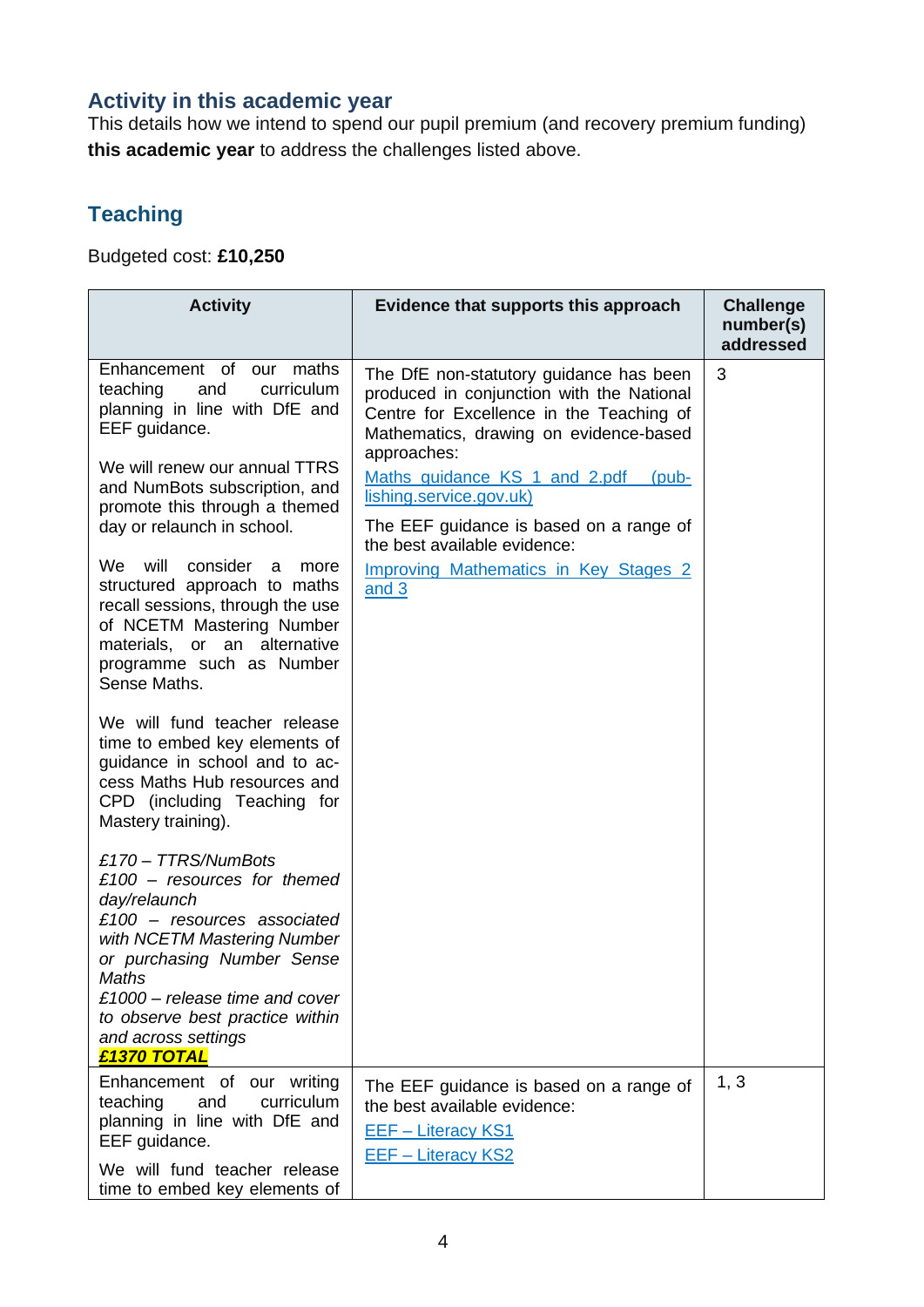## Activity in this academic year

This details how we intend to spend our pupil premium (and recovery premium funding) **this academic year** to address the challenges listed above.

### Teaching

Budgeted cost: **£10,250**

| Activity | Evidence that supports this approach | Challenge number(s) addressed |
|---|---|---|
| Enhancement of our maths teaching and curriculum planning in line with DfE and EEF guidance.<br><br>We will renew our annual TTRS and NumBots subscription, and promote this through a themed day or relaunch in school.<br><br>We will consider a more structured approach to maths recall sessions, through the use of NCETM Mastering Number materials, or an alternative programme such as Number Sense Maths.<br><br>We will fund teacher release time to embed key elements of guidance in school and to access Maths Hub resources and CPD (including Teaching for Mastery training).<br><br>*£170 – TTRS/NumBots*<br>*£100 – resources for themed day/relaunch*<br>*£100 – resources associated with NCETM Mastering Number or purchasing Number Sense Maths*<br>*£1000 – release time and cover to observe best practice within and across settings*<br>***£1370 TOTAL*** | The DfE non-statutory guidance has been produced in conjunction with the National Centre for Excellence in the Teaching of Mathematics, drawing on evidence-based approaches:<br><br>[Maths guidance KS 1 and 2.pdf (publishing.service.gov.uk)]<br><br>The EEF guidance is based on a range of the best available evidence:<br><br>[Improving Mathematics in Key Stages 2 and 3] | 3 |
| Enhancement of our writing teaching and curriculum planning in line with DfE and EEF guidance.<br><br>We will fund teacher release time to embed key elements of | The EEF guidance is based on a range of the best available evidence:<br><br>[EEF – Literacy KS1]<br><br>[EEF – Literacy KS2] | 1, 3 |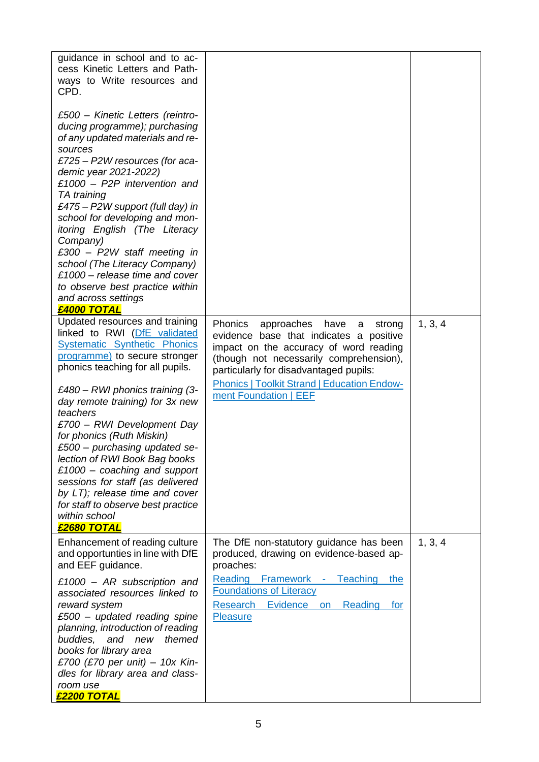| | | |
|---|---|---|
| guidance in school and to access Kinetic Letters and Pathways to Write resources and CPD.<br><br>*£500 – Kinetic Letters (reintroducing programme); purchasing of any updated materials and resources*<br>*£725 – P2W resources (for academic year 2021-2022)*<br>*£1000 – P2P intervention and TA training*<br>*£475 – P2W support (full day) in school for developing and monitoring English (The Literacy Company)*<br>*£300 – P2W staff meeting in school (The Literacy Company)*<br>*£1000 – release time and cover to observe best practice within and across settings*<br>***£4000 TOTAL*** | | |
| Updated resources and training linked to RWI (DfE validated Systematic Synthetic Phonics programme) to secure stronger phonics teaching for all pupils.<br><br>*£480 – RWI phonics training (3-day remote training) for 3x new teachers*<br>*£700 – RWI Development Day for phonics (Ruth Miskin)*<br>*£500 – purchasing updated selection of RWI Book Bag books*<br>*£1000 – coaching and support sessions for staff (as delivered by LT); release time and cover for staff to observe best practice within school*<br>***£2680 TOTAL*** | Phonics approaches have a strong evidence base that indicates a positive impact on the accuracy of word reading (though not necessarily comprehension), particularly for disadvantaged pupils:<br><br>Phonics \| Toolkit Strand \| Education Endowment Foundation \| EEF | 1, 3, 4 |
| Enhancement of reading culture and opportunties in line with DfE and EEF guidance.<br><br>*£1000 – AR subscription and associated resources linked to reward system*<br>*£500 – updated reading spine planning, introduction of reading buddies, and new themed books for library area*<br>*£700 (£70 per unit) – 10x Kindles for library area and classroom use*<br>***£2200 TOTAL*** | The DfE non-statutory guidance has been produced, drawing on evidence-based approaches:<br><br>Reading Framework - Teaching the Foundations of Literacy<br><br>Research Evidence on Reading for Pleasure | 1, 3, 4 |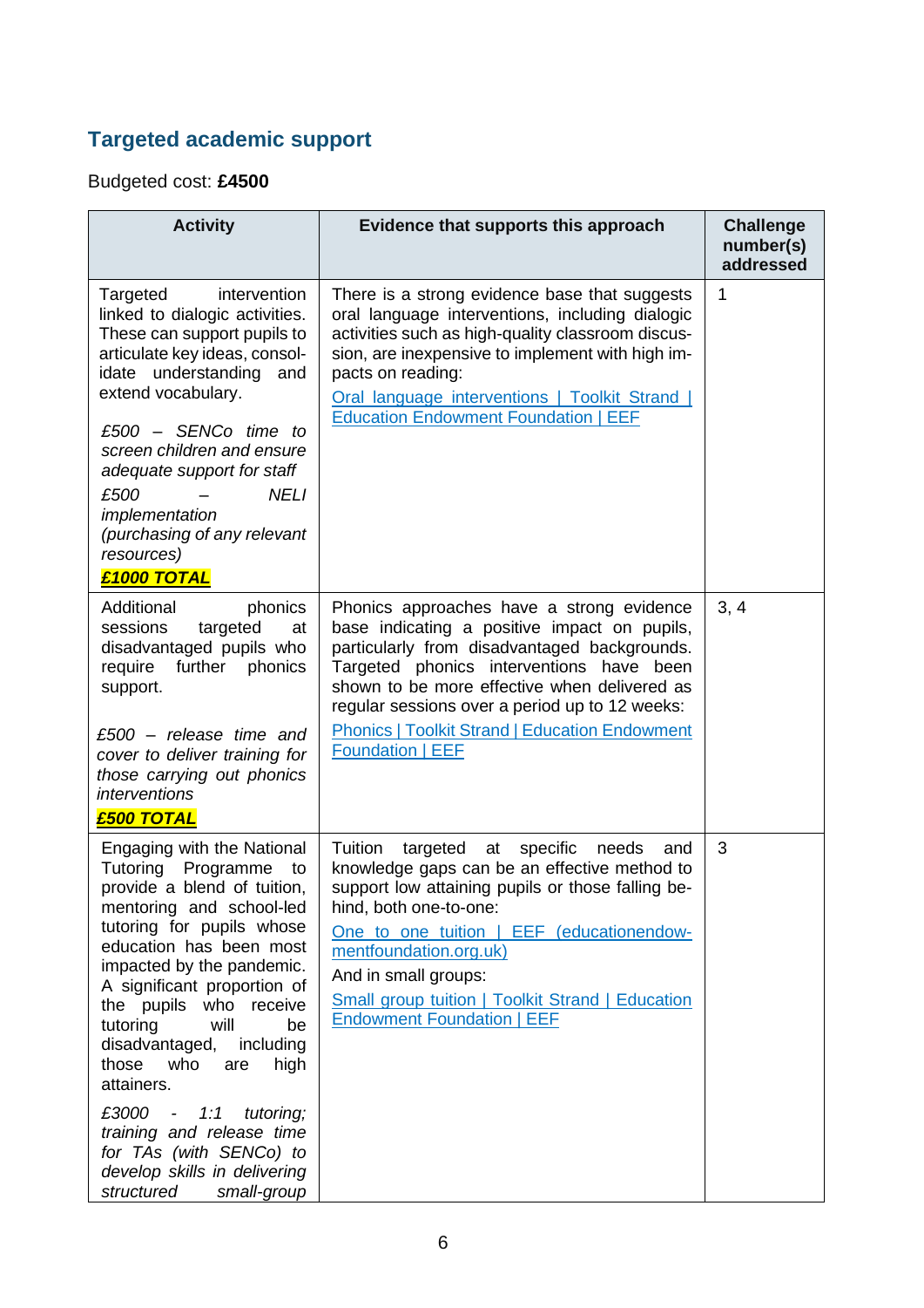## Targeted academic support

Budgeted cost: **£4500**

| Activity | Evidence that supports this approach | Challenge number(s) addressed |
|---|---|---|
| Targeted intervention linked to dialogic activities. These can support pupils to articulate key ideas, consolidate understanding and extend vocabulary.<br><br>*£500 – SENCo time to screen children and ensure adequate support for staff*<br>*£500 – NELI implementation (purchasing of any relevant resources)*<br>***£1000 TOTAL*** | There is a strong evidence base that suggests oral language interventions, including dialogic activities such as high-quality classroom discussion, are inexpensive to implement with high impacts on reading:<br>[Oral language interventions \| Toolkit Strand \| Education Endowment Foundation \| EEF]() | 1 |
| Additional phonics sessions targeted at disadvantaged pupils who require further phonics support.<br><br>*£500 – release time and cover to deliver training for those carrying out phonics interventions*<br>***£500 TOTAL*** | Phonics approaches have a strong evidence base indicating a positive impact on pupils, particularly from disadvantaged backgrounds. Targeted phonics interventions have been shown to be more effective when delivered as regular sessions over a period up to 12 weeks:<br>[Phonics \| Toolkit Strand \| Education Endowment Foundation \| EEF]() | 3, 4 |
| Engaging with the National Tutoring Programme to provide a blend of tuition, mentoring and school-led tutoring for pupils whose education has been most impacted by the pandemic. A significant proportion of the pupils who receive tutoring will be disadvantaged, including those who are high attainers.<br><br>*£3000 - 1:1 tutoring; training and release time for TAs (with SENCo) to develop skills in delivering structured small-group* | Tuition targeted at specific needs and knowledge gaps can be an effective method to support low attaining pupils or those falling behind, both one-to-one:<br>[One to one tuition \| EEF (educationendowmentfoundation.org.uk)]()<br>And in small groups:<br>[Small group tuition \| Toolkit Strand \| Education Endowment Foundation \| EEF]() | 3 |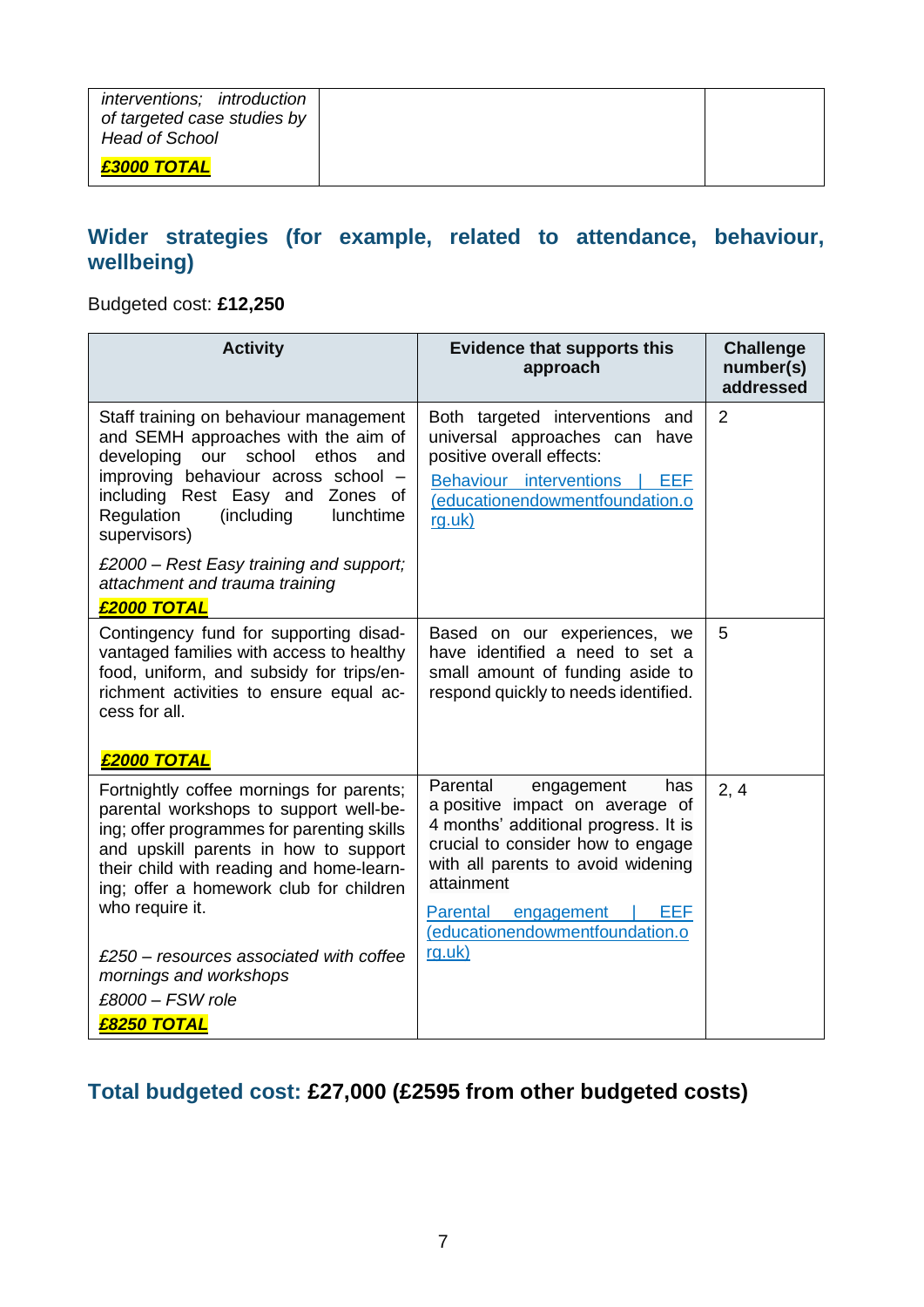| | | |
|---|---|---|
| *interventions; introduction of targeted case studies by Head of School*<br>***£3000 TOTAL*** | | |

## Wider strategies (for example, related to attendance, behaviour, wellbeing)

Budgeted cost: **£12,250**

| Activity | Evidence that supports this approach | Challenge number(s) addressed |
|---|---|---|
| Staff training on behaviour management and SEMH approaches with the aim of developing our school ethos and improving behaviour across school – including Rest Easy and Zones of Regulation (including lunchtime supervisors)<br>*£2000 – Rest Easy training and support; attachment and trauma training*<br>***£2000 TOTAL*** | Both targeted interventions and universal approaches can have positive overall effects:<br>[Behaviour interventions \| EEF (educationendowmentfoundation.org.uk)](https://educationendowmentfoundation.org.uk) | 2 |
| Contingency fund for supporting disadvantaged families with access to healthy food, uniform, and subsidy for trips/enrichment activities to ensure equal access for all.<br>***£2000 TOTAL*** | Based on our experiences, we have identified a need to set a small amount of funding aside to respond quickly to needs identified. | 5 |
| Fortnightly coffee mornings for parents; parental workshops to support well-being; offer programmes for parenting skills and upskill parents in how to support their child with reading and home-learning; offer a homework club for children who require it.<br>*£250 – resources associated with coffee mornings and workshops*<br>*£8000 – FSW role*<br>***£8250 TOTAL*** | Parental engagement has a positive impact on average of 4 months' additional progress. It is crucial to consider how to engage with all parents to avoid widening attainment<br>[Parental engagement \| EEF (educationendowmentfoundation.org.uk)](https://educationendowmentfoundation.org.uk) | 2, 4 |

## Total budgeted cost: **£27,000 (£2595 from other budgeted costs)**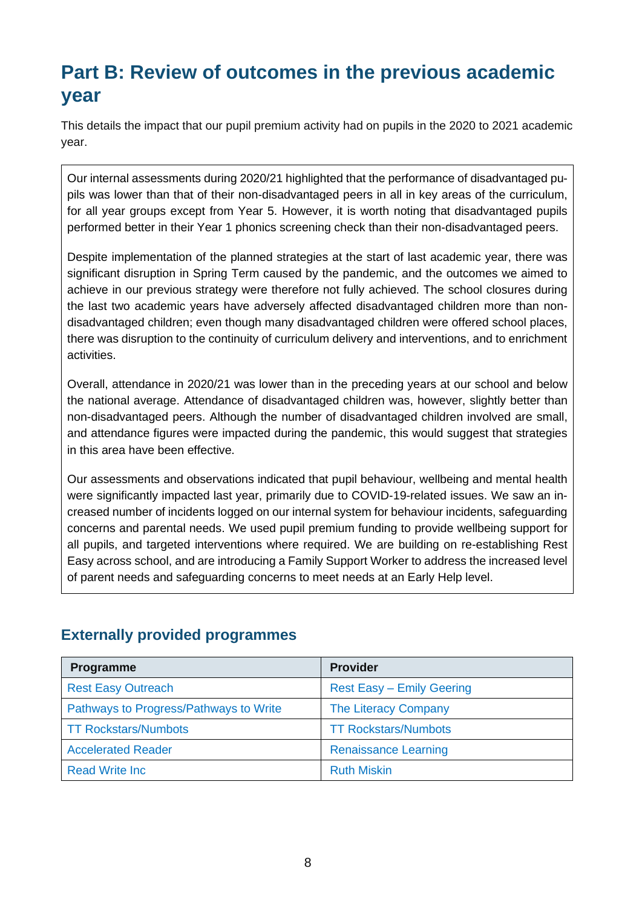# Part B: Review of outcomes in the previous academic year

This details the impact that our pupil premium activity had on pupils in the 2020 to 2021 academic year.

Our internal assessments during 2020/21 highlighted that the performance of disadvantaged pupils was lower than that of their non-disadvantaged peers in all in key areas of the curriculum, for all year groups except from Year 5. However, it is worth noting that disadvantaged pupils performed better in their Year 1 phonics screening check than their non-disadvantaged peers.

Despite implementation of the planned strategies at the start of last academic year, there was significant disruption in Spring Term caused by the pandemic, and the outcomes we aimed to achieve in our previous strategy were therefore not fully achieved. The school closures during the last two academic years have adversely affected disadvantaged children more than non-disadvantaged children; even though many disadvantaged children were offered school places, there was disruption to the continuity of curriculum delivery and interventions, and to enrichment activities.

Overall, attendance in 2020/21 was lower than in the preceding years at our school and below the national average. Attendance of disadvantaged children was, however, slightly better than non-disadvantaged peers. Although the number of disadvantaged children involved are small, and attendance figures were impacted during the pandemic, this would suggest that strategies in this area have been effective.

Our assessments and observations indicated that pupil behaviour, wellbeing and mental health were significantly impacted last year, primarily due to COVID-19-related issues. We saw an increased number of incidents logged on our internal system for behaviour incidents, safeguarding concerns and parental needs. We used pupil premium funding to provide wellbeing support for all pupils, and targeted interventions where required. We are building on re-establishing Rest Easy across school, and are introducing a Family Support Worker to address the increased level of parent needs and safeguarding concerns to meet needs at an Early Help level.

## Externally provided programmes

| Programme | Provider |
|---|---|
| Rest Easy Outreach | Rest Easy – Emily Geering |
| Pathways to Progress/Pathways to Write | The Literacy Company |
| TT Rockstars/Numbots | TT Rockstars/Numbots |
| Accelerated Reader | Renaissance Learning |
| Read Write Inc | Ruth Miskin |